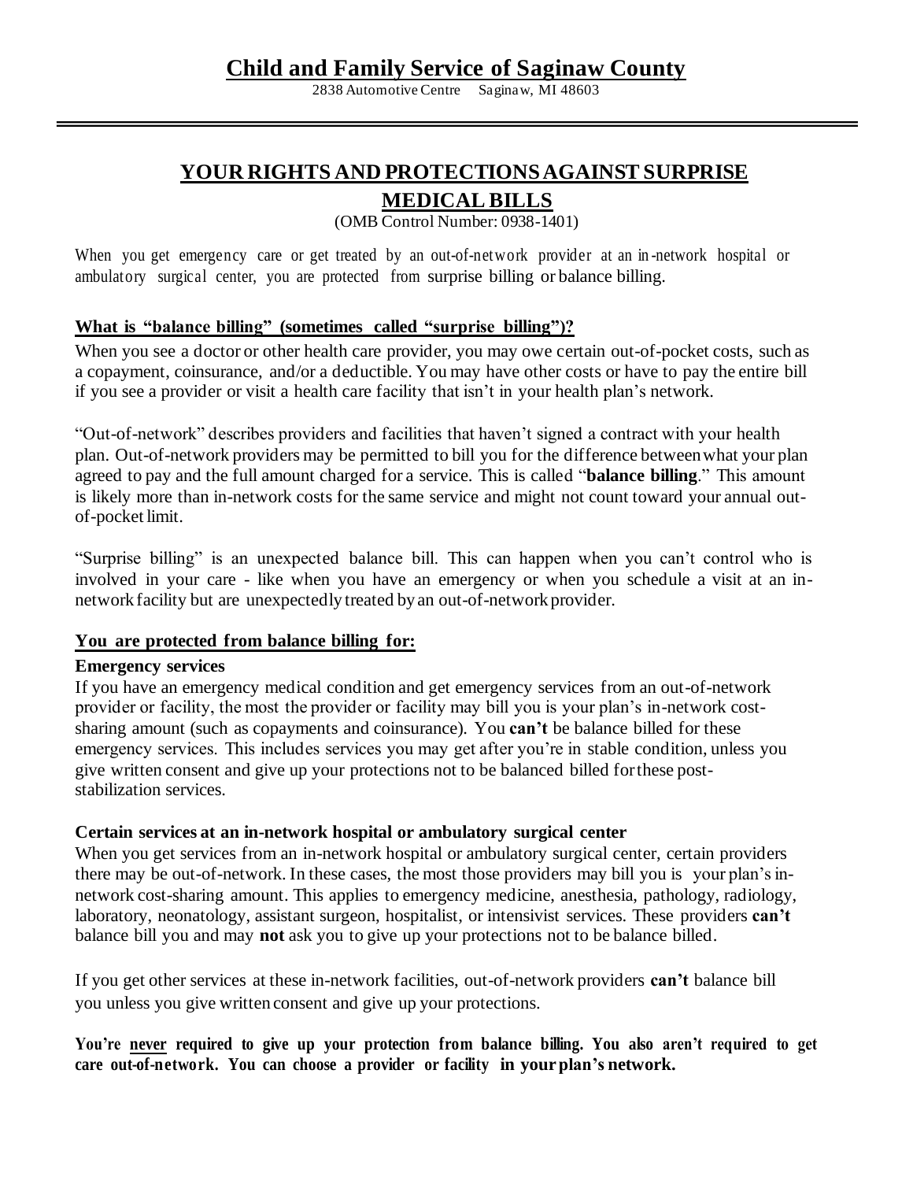# Child and Family Service of Saginaw County

2838 Automotive Centre Saginaw, MI 48603

---

## YOUR RIGHTS AND PROTECTIONS AGAINST SURPRISE MEDICAL BILLS

(OMB Control Number: 0938-1401)

When you get emergency care or get treated by an out-of-network provider at an in-network hospital or ambulatory surgical center, you are protected from surprise billing or balance billing.

### What is "balance billing" (sometimes called "surprise billing")?

When you see a doctor or other health care provider, you may owe certain out-of-pocket costs, such as a copayment, coinsurance, and/or a deductible. You may have other costs or have to pay the entire bill if you see a provider or visit a health care facility that isn't in your health plan's network.

"Out-of-network" describes providers and facilities that haven't signed a contract with your health plan. Out-of-network providers may be permitted to bill you for the difference between what your plan agreed to pay and the full amount charged for a service. This is called "**balance billing**." This amount is likely more than in-network costs for the same service and might not count toward your annual out-of-pocket limit.

"Surprise billing" is an unexpected balance bill. This can happen when you can't control who is involved in your care - like when you have an emergency or when you schedule a visit at an in-network facility but are unexpectedly treated by an out-of-network provider.

### You are protected from balance billing for:

**Emergency services**

If you have an emergency medical condition and get emergency services from an out-of-network provider or facility, the most the provider or facility may bill you is your plan's in-network cost-sharing amount (such as copayments and coinsurance). You **can't** be balance billed for these emergency services. This includes services you may get after you're in stable condition, unless you give written consent and give up your protections not to be balanced billed for these post-stabilization services.

**Certain services at an in-network hospital or ambulatory surgical center**

When you get services from an in-network hospital or ambulatory surgical center, certain providers there may be out-of-network. In these cases, the most those providers may bill you is your plan's in-network cost-sharing amount. This applies to emergency medicine, anesthesia, pathology, radiology, laboratory, neonatology, assistant surgeon, hospitalist, or intensivist services. These providers **can't** balance bill you and may **not** ask you to give up your protections not to be balance billed.

If you get other services at these in-network facilities, out-of-network providers **can't** balance bill you unless you give written consent and give up your protections.

**You're <u>never</u> required to give up your protection from balance billing. You also aren't required to get care out-of-network. You can choose a provider or facility in your plan's network.**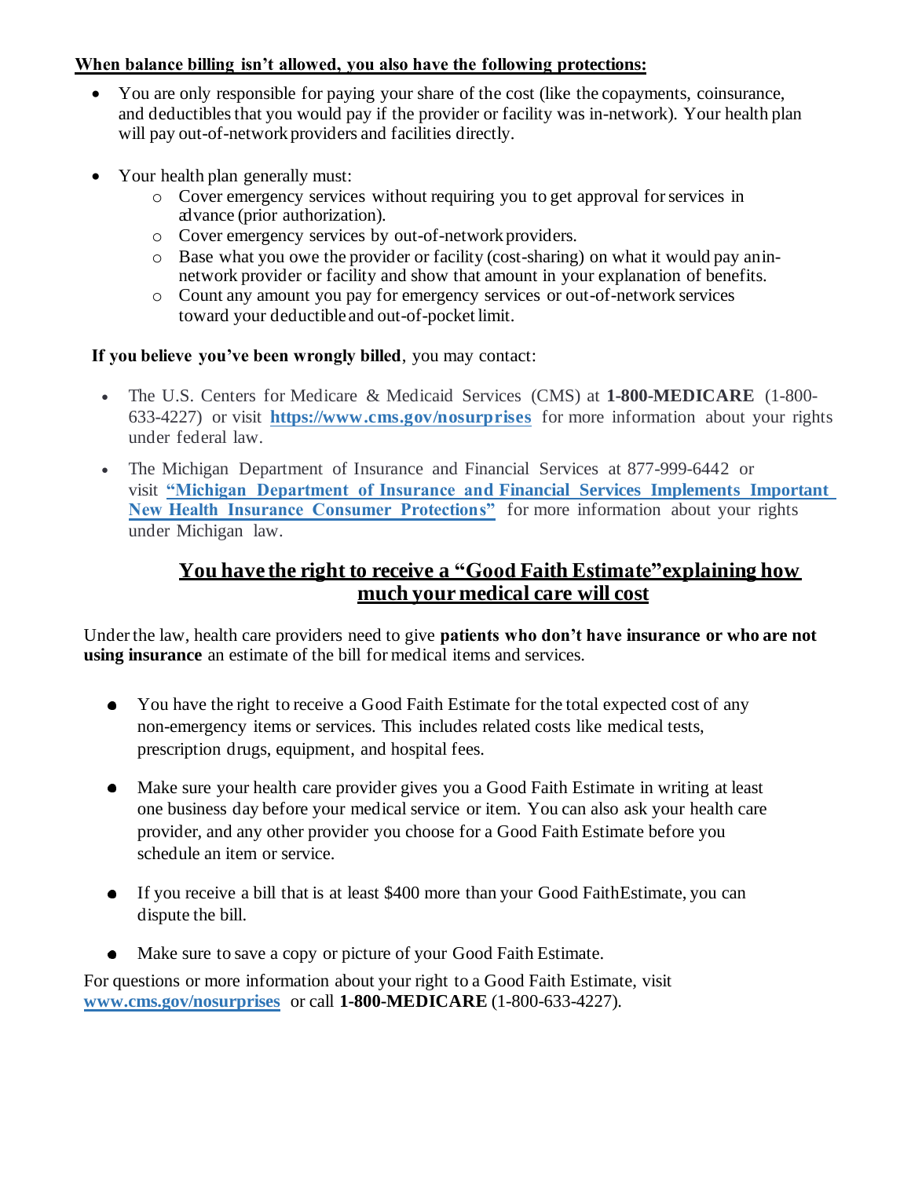**When balance billing isn't allowed, you also have the following protections:**

- You are only responsible for paying your share of the cost (like the copayments, coinsurance, and deductibles that you would pay if the provider or facility was in-network). Your health plan will pay out-of-network providers and facilities directly.
- Your health plan generally must:
  - Cover emergency services without requiring you to get approval for services in advance (prior authorization).
  - Cover emergency services by out-of-network providers.
  - Base what you owe the provider or facility (cost-sharing) on what it would pay an in-network provider or facility and show that amount in your explanation of benefits.
  - Count any amount you pay for emergency services or out-of-network services toward your deductible and out-of-pocket limit.

**If you believe you've been wrongly billed**, you may contact:

- The U.S. Centers for Medicare & Medicaid Services (CMS) at **1-800-MEDICARE** (1-800-633-4227) or visit **https://www.cms.gov/nosurprises** for more information about your rights under federal law.
- The Michigan Department of Insurance and Financial Services at 877-999-6442 or visit **"Michigan Department of Insurance and Financial Services Implements Important New Health Insurance Consumer Protections"** for more information about your rights under Michigan law.

## You have the right to receive a "Good Faith Estimate" explaining how much your medical care will cost

Under the law, health care providers need to give **patients who don't have insurance or who are not using insurance** an estimate of the bill for medical items and services.

- You have the right to receive a Good Faith Estimate for the total expected cost of any non-emergency items or services. This includes related costs like medical tests, prescription drugs, equipment, and hospital fees.
- Make sure your health care provider gives you a Good Faith Estimate in writing at least one business day before your medical service or item. You can also ask your health care provider, and any other provider you choose for a Good Faith Estimate before you schedule an item or service.
- If you receive a bill that is at least $400 more than your Good Faith Estimate, you can dispute the bill.
- Make sure to save a copy or picture of your Good Faith Estimate.

For questions or more information about your right to a Good Faith Estimate, visit **www.cms.gov/nosurprises** or call **1-800-MEDICARE** (1-800-633-4227).